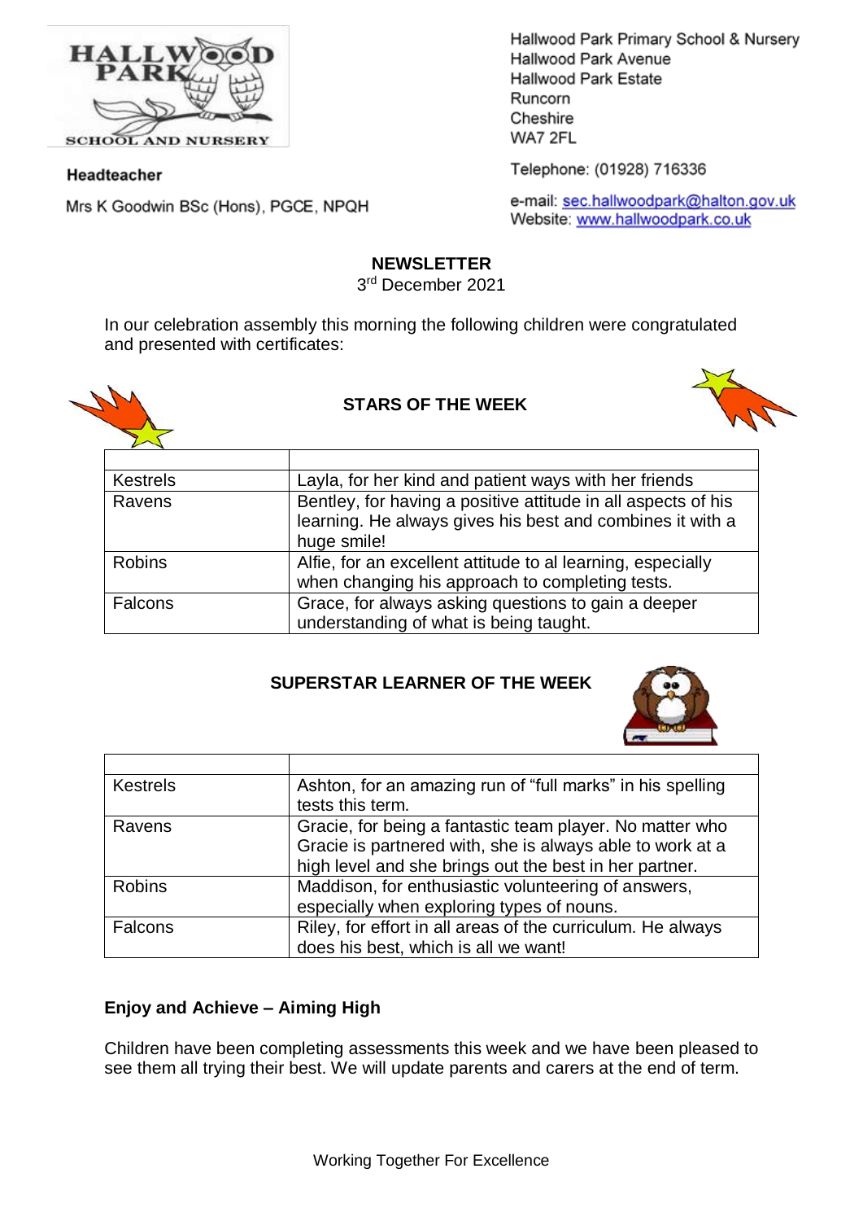Hallwood Park Primary School & Nursery
Hallwood Park Avenue
Hallwood Park Estate
Runcorn
Cheshire
WA7 2FL

Telephone: (01928) 716336

e-mail: sec.hallwoodpark@halton.gov.uk
Website: www.hallwoodpark.co.uk

**Headteacher**

Mrs K Goodwin BSc (Hons), PGCE, NPQH

# NEWSLETTER

3rd December 2021

In our celebration assembly this morning the following children were congratulated and presented with certificates:

## STARS OF THE WEEK

| | |
|---|---|
| Kestrels | Layla, for her kind and patient ways with her friends |
| Ravens | Bentley, for having a positive attitude in all aspects of his learning. He always gives his best and combines it with a huge smile! |
| Robins | Alfie, for an excellent attitude to al learning, especially when changing his approach to completing tests. |
| Falcons | Grace, for always asking questions to gain a deeper understanding of what is being taught. |

## SUPERSTAR LEARNER OF THE WEEK

| | |
|---|---|
| Kestrels | Ashton, for an amazing run of "full marks" in his spelling tests this term. |
| Ravens | Gracie, for being a fantastic team player. No matter who Gracie is partnered with, she is always able to work at a high level and she brings out the best in her partner. |
| Robins | Maddison, for enthusiastic volunteering of answers, especially when exploring types of nouns. |
| Falcons | Riley, for effort in all areas of the curriculum. He always does his best, which is all we want! |

### Enjoy and Achieve – Aiming High

Children have been completing assessments this week and we have been pleased to see them all trying their best. We will update parents and carers at the end of term.

Working Together For Excellence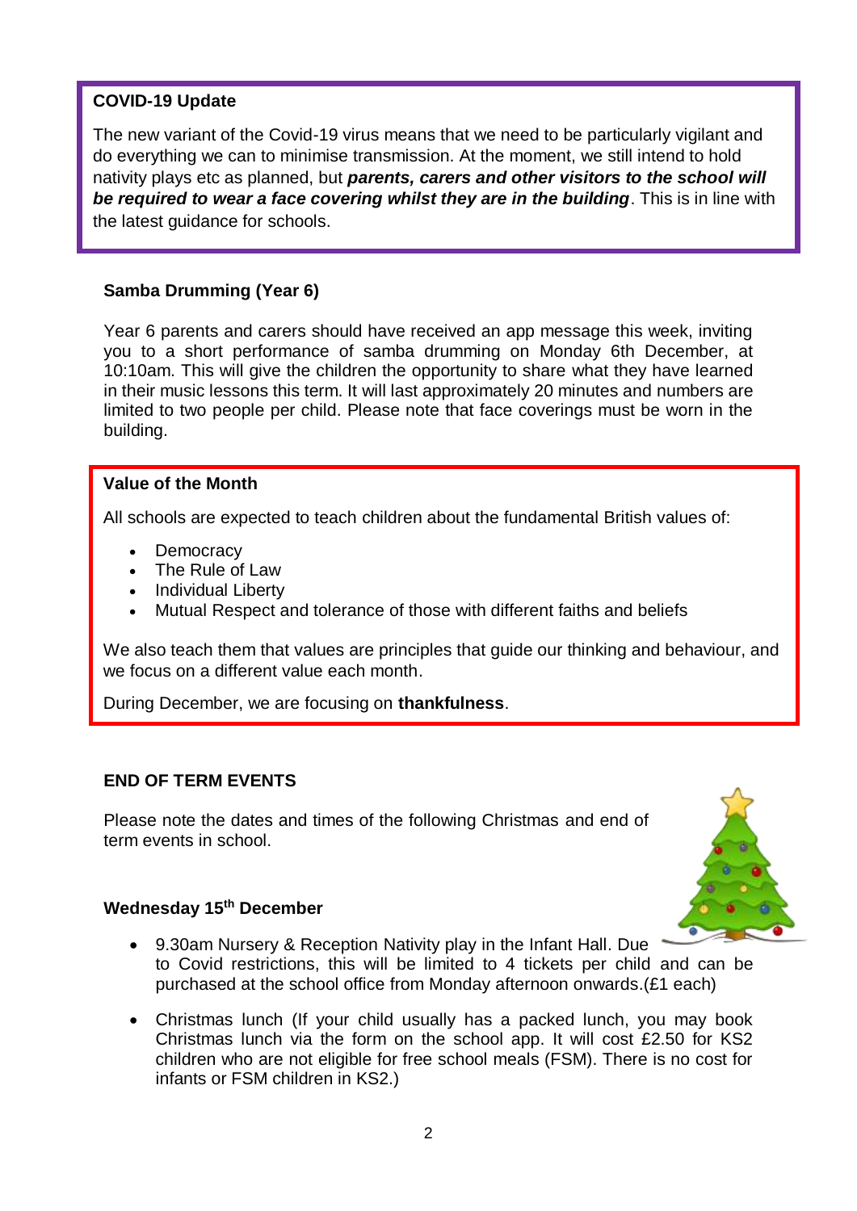## COVID-19 Update

The new variant of the Covid-19 virus means that we need to be particularly vigilant and do everything we can to minimise transmission. At the moment, we still intend to hold nativity plays etc as planned, but ***parents, carers and other visitors to the school will be required to wear a face covering whilst they are in the building***. This is in line with the latest guidance for schools.

## Samba Drumming (Year 6)

Year 6 parents and carers should have received an app message this week, inviting you to a short performance of samba drumming on Monday 6th December, at 10:10am. This will give the children the opportunity to share what they have learned in their music lessons this term. It will last approximately 20 minutes and numbers are limited to two people per child. Please note that face coverings must be worn in the building.

## Value of the Month

All schools are expected to teach children about the fundamental British values of:

- Democracy
- The Rule of Law
- Individual Liberty
- Mutual Respect and tolerance of those with different faiths and beliefs

We also teach them that values are principles that guide our thinking and behaviour, and we focus on a different value each month.

During December, we are focusing on **thankfulness**.

## END OF TERM EVENTS

Please note the dates and times of the following Christmas and end of term events in school.

### Wednesday 15th December

- 9.30am Nursery & Reception Nativity play in the Infant Hall. Due to Covid restrictions, this will be limited to 4 tickets per child and can be purchased at the school office from Monday afternoon onwards.(£1 each)
- Christmas lunch (If your child usually has a packed lunch, you may book Christmas lunch via the form on the school app. It will cost £2.50 for KS2 children who are not eligible for free school meals (FSM). There is no cost for infants or FSM children in KS2.)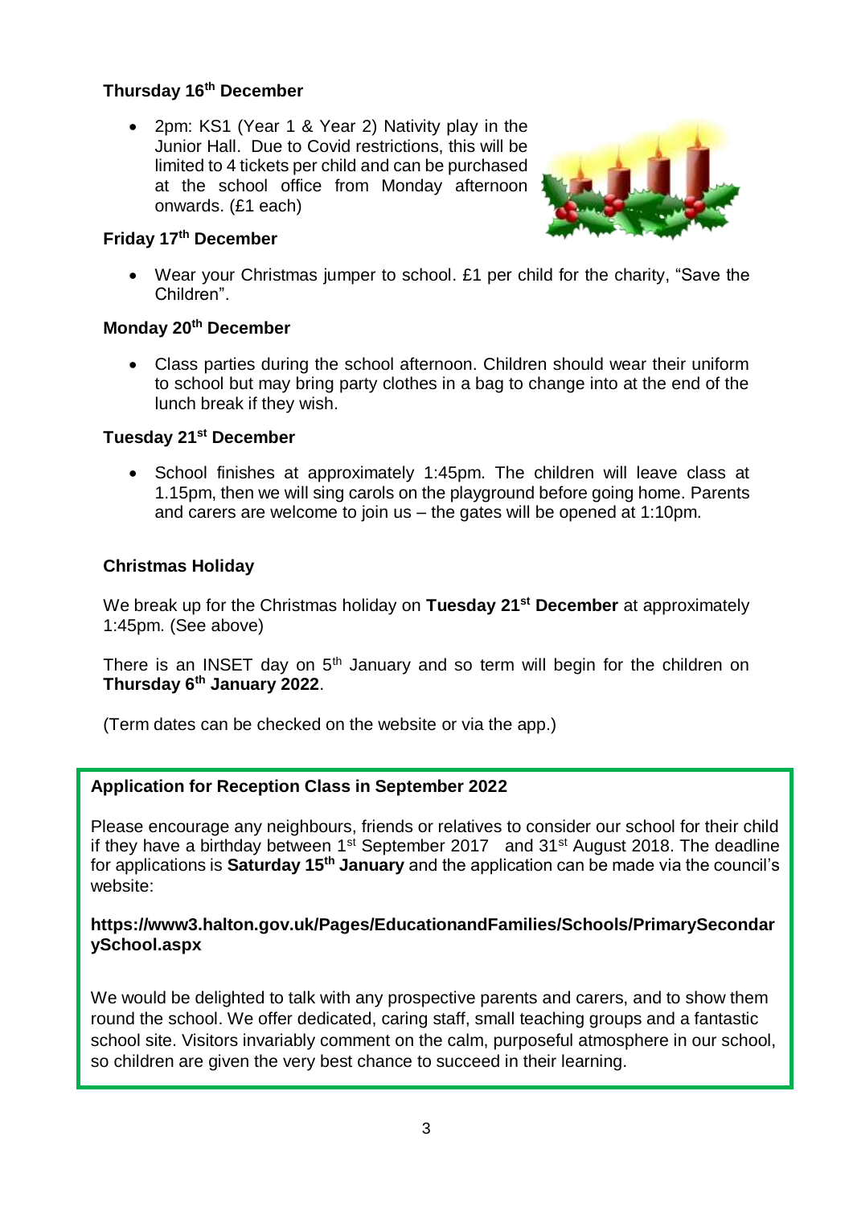**Thursday 16th December**

- 2pm: KS1 (Year 1 & Year 2) Nativity play in the Junior Hall. Due to Covid restrictions, this will be limited to 4 tickets per child and can be purchased at the school office from Monday afternoon onwards. (£1 each)

**Friday 17th December**

- Wear your Christmas jumper to school. £1 per child for the charity, “Save the Children”.

**Monday 20th December**

- Class parties during the school afternoon. Children should wear their uniform to school but may bring party clothes in a bag to change into at the end of the lunch break if they wish.

**Tuesday 21st December**

- School finishes at approximately 1:45pm. The children will leave class at 1.15pm, then we will sing carols on the playground before going home. Parents and carers are welcome to join us – the gates will be opened at 1:10pm.

**Christmas Holiday**

We break up for the Christmas holiday on **Tuesday 21st December** at approximately 1:45pm. (See above)

There is an INSET day on 5th January and so term will begin for the children on **Thursday 6th January 2022**.

(Term dates can be checked on the website or via the app.)

**Application for Reception Class in September 2022**

Please encourage any neighbours, friends or relatives to consider our school for their child if they have a birthday between 1st September 2017 and 31st August 2018. The deadline for applications is **Saturday 15th January** and the application can be made via the council’s website:

**https://www3.halton.gov.uk/Pages/EducationandFamilies/Schools/PrimarySecondarySchool.aspx**

We would be delighted to talk with any prospective parents and carers, and to show them round the school. We offer dedicated, caring staff, small teaching groups and a fantastic school site. Visitors invariably comment on the calm, purposeful atmosphere in our school, so children are given the very best chance to succeed in their learning.